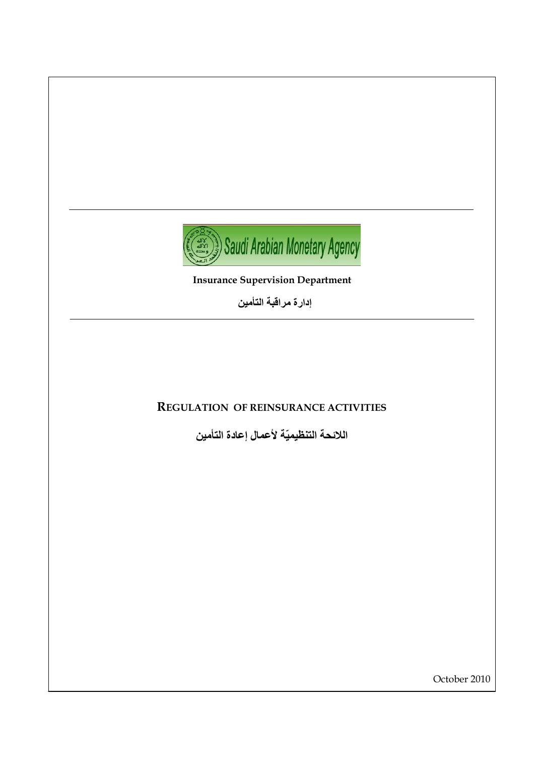Saudi Arabian Monetary Agency

**Insurance Supervision Department**

**إدارة مراقبة التأمين**

# REGULATION OF REINSURANCE ACTIVITIES

# اللائحة التنظيميّة لأعمال إعادة التأمين

October 2010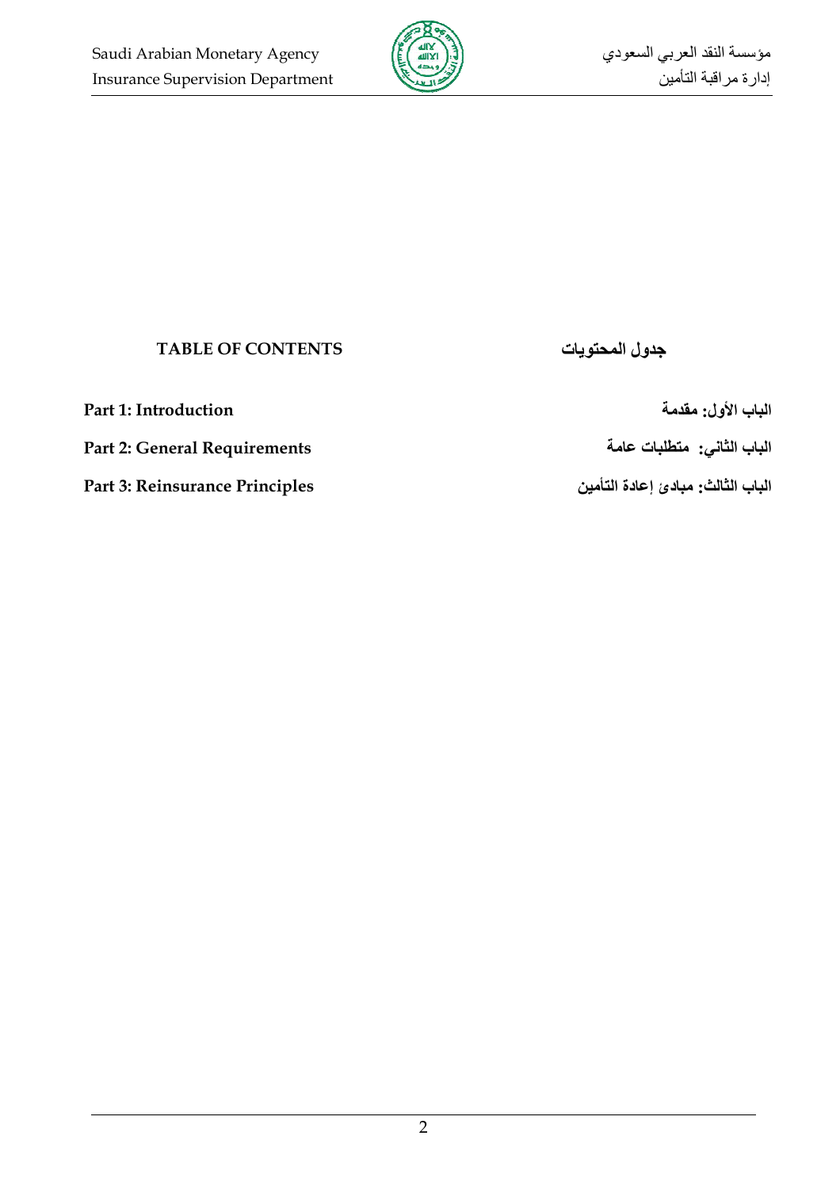## TABLE OF CONTENTS

## جدول المحتويات

**Part 1: Introduction**

**الباب الأول: مقدمة**

**Part 2: General Requirements**

**الباب الثاني: متطلبات عامة**

**Part 3: Reinsurance Principles**

**الباب الثالث: مبادئ إعادة التأمين**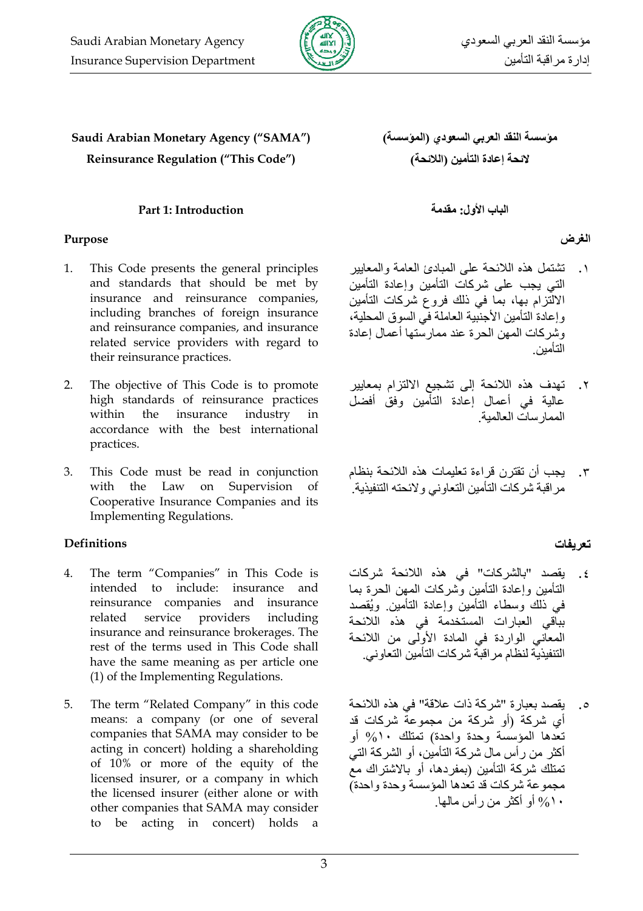**Saudi Arabian Monetary Agency ("SAMA")**
**Reinsurance Regulation ("This Code")**

**مؤسسة النقد العربي السعودي (المؤسسة)**
**لائحة إعادة التأمين (اللائحة)**

## Part 1: Introduction

## الباب الأول: مقدمة

### Purpose

1. This Code presents the general principles and standards that should be met by insurance and reinsurance companies, including branches of foreign insurance and reinsurance companies, and insurance related service providers with regard to their reinsurance practices.

2. The objective of This Code is to promote high standards of reinsurance practices within the insurance industry in accordance with the best international practices.

3. This Code must be read in conjunction with the Law on Supervision of Cooperative Insurance Companies and its Implementing Regulations.

### الغرض

١. تشتمل هذه اللائحة على المبادئ العامة والمعايير التي يجب على شركات التأمين وإعادة التأمين الالتزام بها، بما في ذلك فروع شركات التأمين وإعادة التأمين الأجنبية العاملة في السوق المحلية، وشركات المهن الحرة عند ممارستها أعمال إعادة التأمين.

٢. تهدف هذه اللائحة إلى تشجيع الالتزام بمعايير عالية في أعمال إعادة التأمين وفق أفضل الممارسات العالمية.

٣. يجب أن تقترن قراءة تعليمات هذه اللائحة بنظام مراقبة شركات التأمين التعاوني ولائحته التنفيذية.

### Definitions

4. The term "Companies" in This Code is intended to include: insurance and reinsurance companies and insurance related service providers including insurance and reinsurance brokerages. The rest of the terms used in This Code shall have the same meaning as per article one (1) of the Implementing Regulations.

5. The term "Related Company" in this code means: a company (or one of several companies that SAMA may consider to be acting in concert) holding a shareholding of 10% or more of the equity of the licensed insurer, or a company in which the licensed insurer (either alone or with other companies that SAMA may consider to be acting in concert) holds a

### تعريفات

٤. يقصد "بالشركات" في هذه اللائحة شركات التأمين وإعادة التأمين وشركات المهن الحرة بما في ذلك وسطاء التأمين وإعادة التأمين. ويُقصد بباقي العبارات المستخدمة في هذه اللائحة المعاني الواردة في المادة الأولى من اللائحة التنفيذية لنظام مراقبة شركات التأمين التعاوني.

٥. يقصد بعبارة "شركة ذات علاقة" في هذه اللائحة أي شركة (أو شركة من مجموعة شركات قد تعدها المؤسسة وحدة واحدة) تمتلك ١٠% أو أكثر من رأس مال شركة التأمين، أو الشركة التي تمتلك شركة التأمين (بمفردها، أو بالاشتراك مع مجموعة شركات قد تعدها المؤسسة وحدة واحدة) ١٠% أو أكثر من رأس مالها.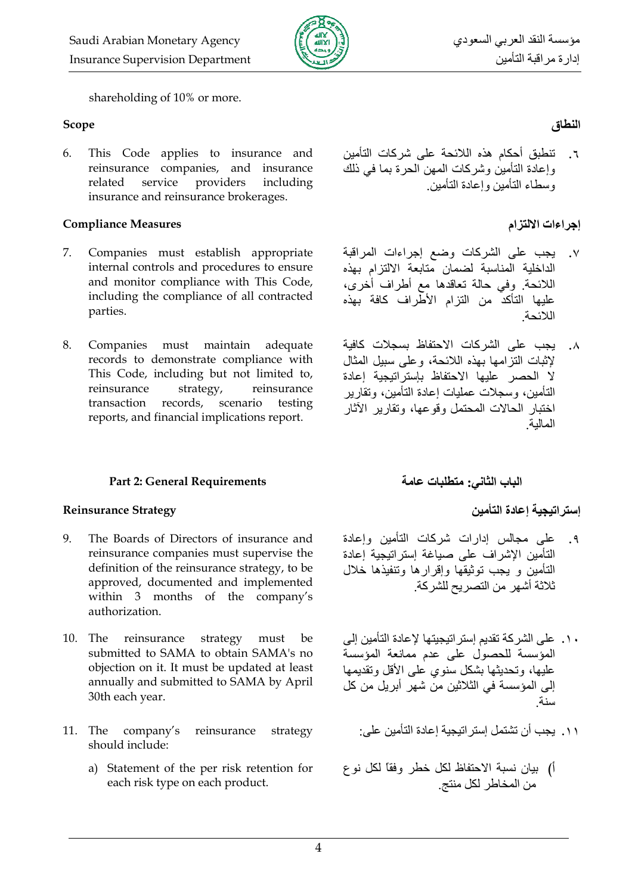shareholding of 10% or more.

### Scope

6. This Code applies to insurance and reinsurance companies, and insurance related service providers including insurance and reinsurance brokerages.

### Compliance Measures

7. Companies must establish appropriate internal controls and procedures to ensure and monitor compliance with This Code, including the compliance of all contracted parties.

8. Companies must maintain adequate records to demonstrate compliance with This Code, including but not limited to, reinsurance strategy, reinsurance transaction records, scenario testing reports, and financial implications report.

## Part 2: General Requirements

### Reinsurance Strategy

9. The Boards of Directors of insurance and reinsurance companies must supervise the definition of the reinsurance strategy, to be approved, documented and implemented within 3 months of the company's authorization.

10. The reinsurance strategy must be submitted to SAMA to obtain SAMA's no objection on it. It must be updated at least annually and submitted to SAMA by April 30th each year.

11. The company's reinsurance strategy should include:

   a) Statement of the per risk retention for each risk type on each product.

### النطاق

٦. تنطبق أحكام هذه اللائحة على شركات التأمين وإعادة التأمين وشركات المهن الحرة بما في ذلك وسطاء التأمين وإعادة التأمين.

### إجراءات الالتزام

٧. يجب على الشركات وضع إجراءات المراقبة الداخلية المناسبة لضمان متابعة الالتزام بهذه اللائحة. وفي حالة تعاقدها مع أطراف أخرى، عليها التأكد من التزام الأطراف كافة بهذه اللائحة.

٨. يجب على الشركات الاحتفاظ بسجلات كافية لإثبات التزامها بهذه اللائحة، وعلى سبيل المثال لا الحصر عليها الاحتفاظ بإستراتيجية إعادة التأمين، وسجلات عمليات إعادة التأمين، وتقارير اختبار الحالات المحتمل وقوعها، وتقارير الآثار المالية.

## الباب الثاني: متطلبات عامة

### إستراتيجية إعادة التأمين

٩. على مجالس إدارات شركات التأمين وإعادة التأمين الإشراف على صياغة إستراتيجية إعادة التأمين و يجب توثيقها وإقرارها وتنفيذها خلال ثلاثة أشهر من التصريح للشركة.

١٠. على الشركة تقديم إستراتيجيتها لإعادة التأمين إلى المؤسسة للحصول على عدم ممانعة المؤسسة عليها، وتحديثها بشكل سنوي على الأقل وتقديمها إلى المؤسسة في الثلاثين من شهر أبريل من كل سنة.

١١. يجب أن تشتمل إستراتيجية إعادة التأمين على:

   أ) بيان نسبة الاحتفاظ لكل خطر وفقاً لكل نوع من المخاطر لكل منتج.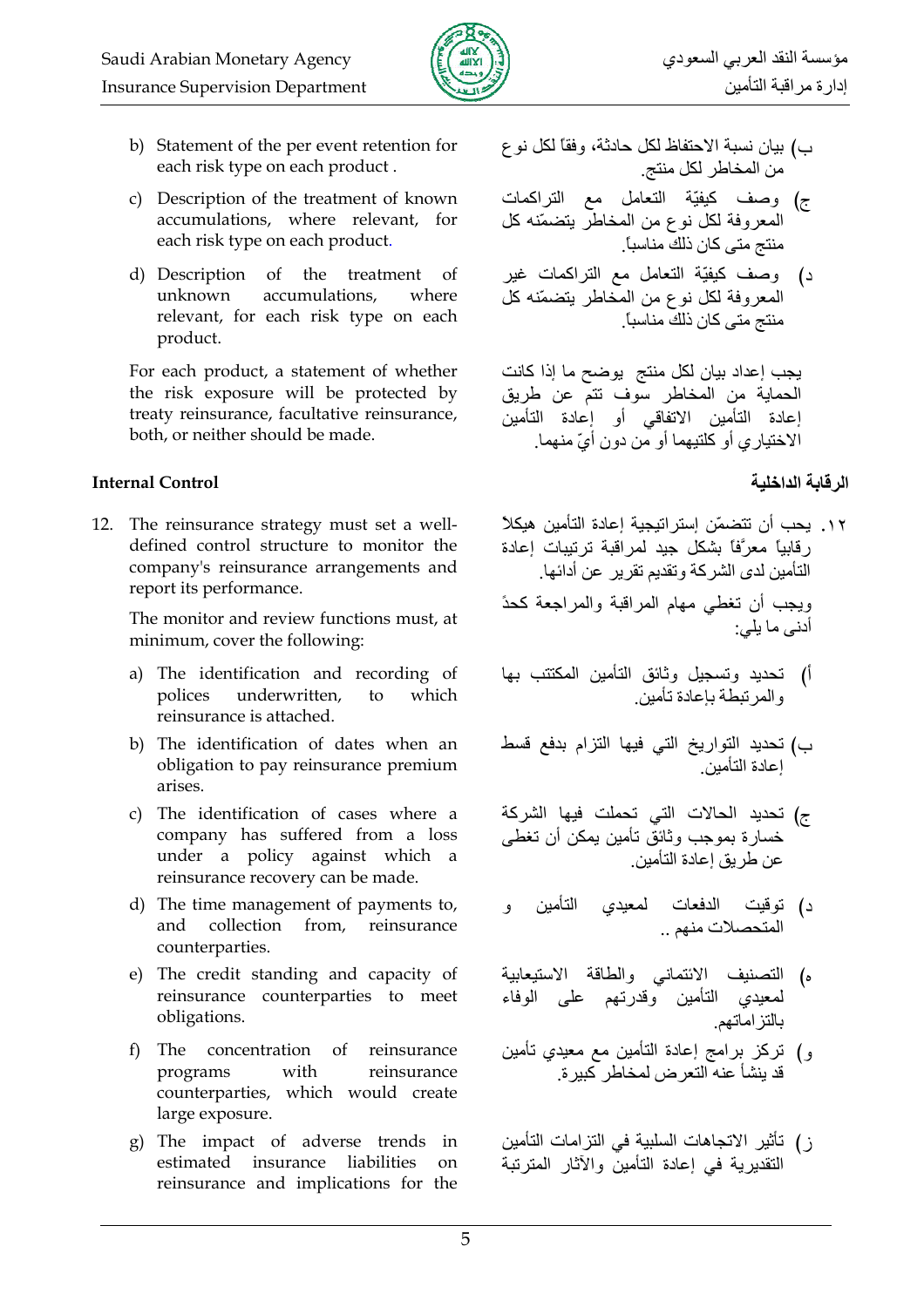b) Statement of the per event retention for each risk type on each product .

c) Description of the treatment of known accumulations, where relevant, for each risk type on each product.

d) Description of the treatment of unknown accumulations, where relevant, for each risk type on each product.

For each product, a statement of whether the risk exposure will be protected by treaty reinsurance, facultative reinsurance, both, or neither should be made.

ب) بيان نسبة الاحتفاظ لكل حادثة، وفقاً لكل نوع من المخاطر لكل منتج.

ج) وصف كيفيّة التعامل مع التراكمات المعروفة لكل نوع من المخاطر يتضمّنه كل منتج متى كان ذلك مناسباً.

د) وصف كيفيّة التعامل مع التراكمات غير المعروفة لكل نوع من المخاطر يتضمّنه كل منتج متى كان ذلك مناسباً.

يجب إعداد بيان لكل منتج يوضح ما إذا كانت الحماية من المخاطر سوف تتم عن طريق إعادة التأمين الاتفاقي أو إعادة التأمين الاختياري أو كلتيهما أو من دون أيّ منهما.

### Internal Control

### الرقابة الداخلية

12. The reinsurance strategy must set a well-defined control structure to monitor the company's reinsurance arrangements and report its performance.

    The monitor and review functions must, at minimum, cover the following:

    a) The identification and recording of polices underwritten, to which reinsurance is attached.

    b) The identification of dates when an obligation to pay reinsurance premium arises.

    c) The identification of cases where a company has suffered from a loss under a policy against which a reinsurance recovery can be made.

    d) The time management of payments to, and collection from, reinsurance counterparties.

    e) The credit standing and capacity of reinsurance counterparties to meet obligations.

    f) The concentration of reinsurance programs with reinsurance counterparties, which would create large exposure.

    g) The impact of adverse trends in estimated insurance liabilities on reinsurance and implications for the

١٢. يجب أن تتضمّن إستراتيجية إعادة التأمين هيكلاً رقابياً معرّفاً بشكل جيد لمراقبة ترتيبات إعادة التأمين لدى الشركة وتقديم تقرير عن أدائها.

ويجب أن تغطي مهام المراقبة والمراجعة كحدٍ أدنى ما يلي:

أ) تحديد وتسجيل وثائق التأمين المكتتب بها والمرتبطة بإعادة تأمين.

ب) تحديد التواريخ التي فيها التزام بدفع قسط إعادة التأمين.

ج) تحديد الحالات التي تحملت فيها الشركة خسارة بموجب وثائق تأمين يمكن أن تغطى عن طريق إعادة التأمين.

د) توقيت الدفعات لمعيدي التأمين و المتحصلات منهم ..

ه) التصنيف الائتماني والطاقة الاستيعابية لمعيدي التأمين وقدرتهم على الوفاء بالتزاماتهم.

و) تركز برامج إعادة التأمين مع معيدي تأمين قد ينشأ عنه التعرض لمخاطر كبيرة.

ز) تأثير الاتجاهات السلبية في التزامات التأمين التقديرية في إعادة التأمين والآثار المترتبة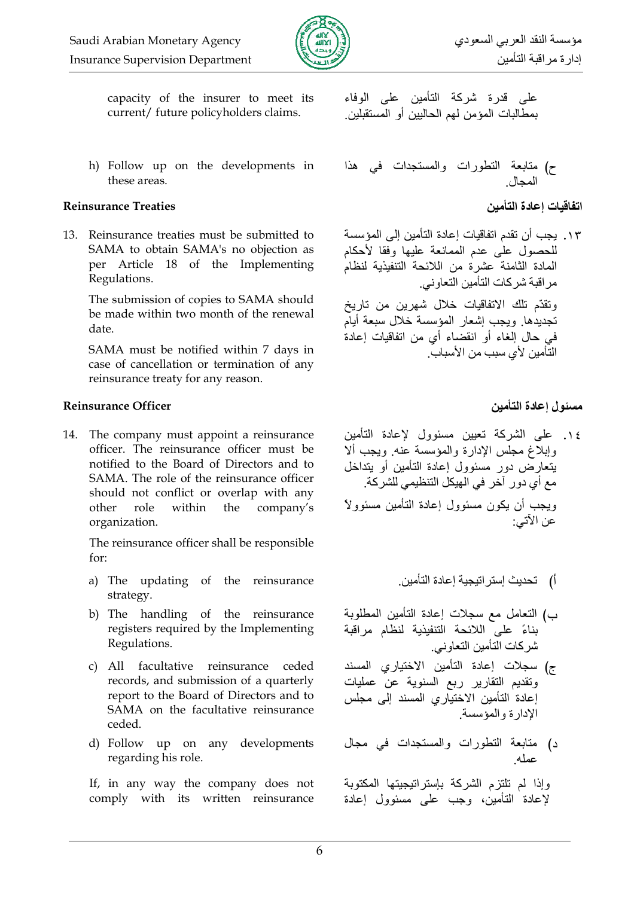capacity of the insurer to meet its current/ future policyholders claims.

على قدرة شركة التأمين على الوفاء بمطالبات المؤمن لهم الحاليين أو المستقبلين.

h) Follow up on the developments in these areas.

ح) متابعة التطورات والمستجدات في هذا المجال.

**Reinsurance Treaties**

**اتفاقيات إعادة التأمين**

13. Reinsurance treaties must be submitted to SAMA to obtain SAMA's no objection as per Article 18 of the Implementing Regulations.

    The submission of copies to SAMA should be made within two month of the renewal date.

    SAMA must be notified within 7 days in case of cancellation or termination of any reinsurance treaty for any reason.

١٣. يجب أن تقدم اتفاقيات إعادة التأمين إلى المؤسسة للحصول على عدم الممانعة عليها وفقا لأحكام المادة الثامنة عشرة من اللائحة التنفيذية لنظام مراقبة شركات التأمين التعاوني.

وتقدّم تلك الاتفاقيات خلال شهرين من تاريخ تجديدها. ويجب إشعار المؤسسة خلال سبعة أيام في حال إلغاء أو انقضاء أي من اتفاقيات إعادة التأمين لأي سبب من الأسباب.

**Reinsurance Officer**

**مسئول إعادة التأمين**

14. The company must appoint a reinsurance officer. The reinsurance officer must be notified to the Board of Directors and to SAMA. The role of the reinsurance officer should not conflict or overlap with any other role within the company's organization.

    The reinsurance officer shall be responsible for:

    a) The updating of the reinsurance strategy.
    b) The handling of the reinsurance registers required by the Implementing Regulations.
    c) All facultative reinsurance ceded records, and submission of a quarterly report to the Board of Directors and to SAMA on the facultative reinsurance ceded.
    d) Follow up on any developments regarding his role.

    If, in any way the company does not comply with its written reinsurance

١٤. على الشركة تعيين مسئول لإعادة التأمين وإبلاغ مجلس الإدارة والمؤسسة عنه. ويجب ألا يتعارض دور مسئول إعادة التأمين أو يتداخل مع أي دور آخر في الهيكل التنظيمي للشركة.

ويجب أن يكون مسئول إعادة التأمين مسئولاً عن الآتي:

أ) تحديث إستراتيجية إعادة التأمين.

ب) التعامل مع سجلات إعادة التأمين المطلوبة بناءً على اللائحة التنفيذية لنظام مراقبة شركات التأمين التعاوني.

ج) سجلات إعادة التأمين الاختياري المسند وتقديم التقارير ربع السنوية عن عمليات إعادة التأمين الاختياري المسند إلى مجلس الإدارة والمؤسسة.

د) متابعة التطورات والمستجدات في مجال عمله.

وإذا لم تلتزم الشركة بإستراتيجيتها المكتوبة لإعادة التأمين، وجب على مسئول إعادة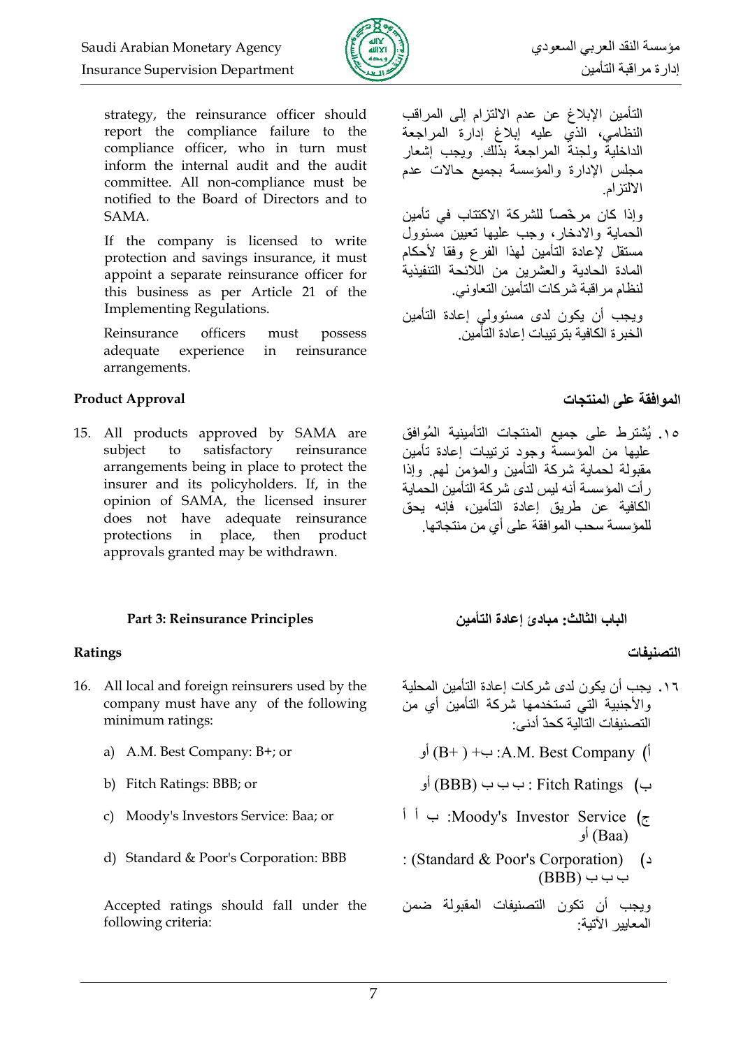strategy, the reinsurance officer should report the compliance failure to the compliance officer, who in turn must inform the internal audit and the audit committee. All non-compliance must be notified to the Board of Directors and to SAMA.

التأمين الإبلاغ عن عدم الالتزام إلى المراقب النظامي، الذي عليه إبلاغ إدارة المراجعة الداخلية ولجنة المراجعة بذلك. ويجب إشعار مجلس الإدارة والمؤسسة بجميع حالات عدم الالتزام.

If the company is licensed to write protection and savings insurance, it must appoint a separate reinsurance officer for this business as per Article 21 of the Implementing Regulations.

وإذا كان مرخّصاً للشركة الاكتتاب في تأمين الحماية والادخار، وجب عليها تعيين مسؤول مستقل لإعادة التأمين لهذا الفرع وفقا لأحكام المادة الحادية والعشرين من اللائحة التنفيذية لنظام مراقبة شركات التأمين التعاوني.

Reinsurance officers must possess adequate experience in reinsurance arrangements.

ويجب أن يكون لدى مسؤولي إعادة التأمين الخبرة الكافية بترتيبات إعادة التأمين.

## Product Approval

## الموافقة على المنتجات

15. All products approved by SAMA are subject to satisfactory reinsurance arrangements being in place to protect the insurer and its policyholders. If, in the opinion of SAMA, the licensed insurer does not have adequate reinsurance protections in place, then product approvals granted may be withdrawn.

١٥. يُشترط على جميع المنتجات التأمينية المُوافق عليها من المؤسسة وجود ترتيبات إعادة تأمين مقبولة لحماية شركة التأمين والمؤمن لهم. وإذا رأت المؤسسة أنه ليس لدى شركة التأمين الحماية الكافية عن طريق إعادة التأمين، فإنه يحق للمؤسسة سحب الموافقة على أي من منتجاتها.

# Part 3: Reinsurance Principles

# الباب الثالث: مبادئ إعادة التأمين

## Ratings

## التصنيفات

16. All local and foreign reinsurers used by the company must have any of the following minimum ratings:

    a) A.M. Best Company: B+; or

    b) Fitch Ratings: BBB; or

    c) Moody's Investors Service: Baa; or

    d) Standard & Poor's Corporation: BBB

    Accepted ratings should fall under the following criteria:

١٦. يجب أن يكون لدى شركات إعادة التأمين المحلية والأجنبية التي تستخدمها شركة التأمين أي من التصنيفات التالية كحدّ أدنى:

أ) A.M. Best Company: ب+ (B+) أو

ب) Fitch Ratings : ب ب ب (BBB) أو

ج) Moody's Investor Service: ب أ أ (Baa) أو

د) (Standard & Poor's Corporation) : ب ب ب (BBB)

ويجب أن تكون التصنيفات المقبولة ضمن المعايير الآتية: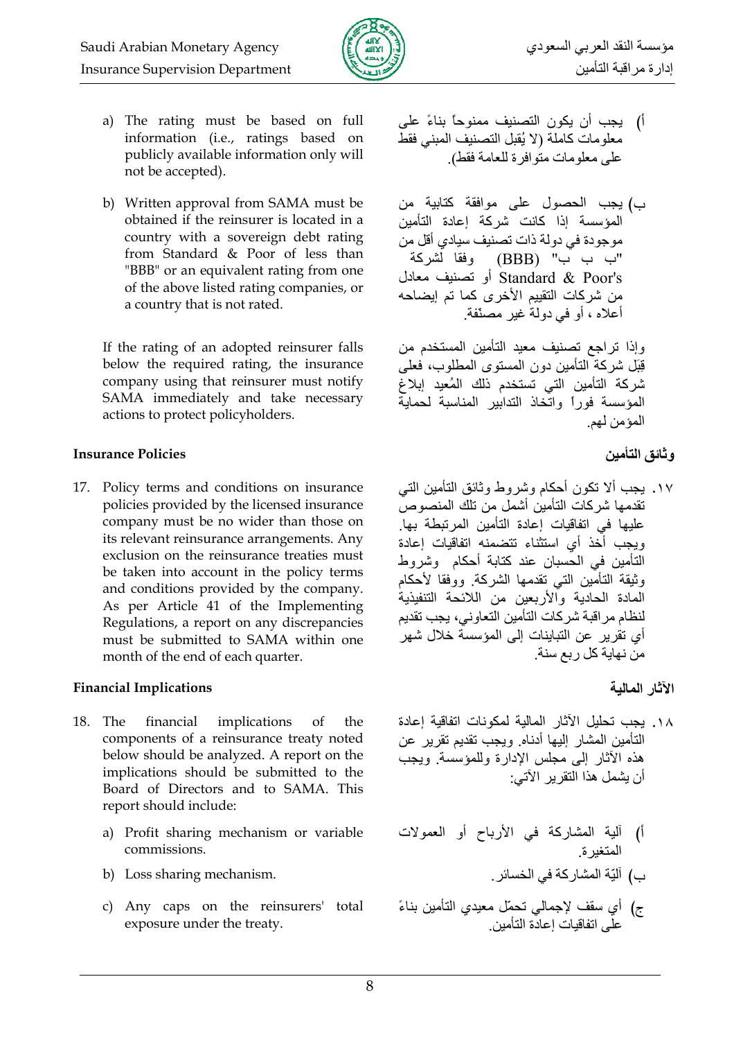a) The rating must be based on full information (i.e., ratings based on publicly available information only will not be accepted).

b) Written approval from SAMA must be obtained if the reinsurer is located in a country with a sovereign debt rating from Standard & Poor of less than "BBB" or an equivalent rating from one of the above listed rating companies, or a country that is not rated.

If the rating of an adopted reinsurer falls below the required rating, the insurance company using that reinsurer must notify SAMA immediately and take necessary actions to protect policyholders.

أ) يجب أن يكون التصنيف ممنوحاً بناءً على معلومات كاملة (لا يُقبل التصنيف المبني فقط على معلومات متوافرة للعامة فقط).

ب) يجب الحصول على موافقة كتابية من المؤسسة إذا كانت شركة إعادة التأمين موجودة في دولة ذات تصنيف سيادي أقل من "ب ب ب" (BBB) وفقا لشركة Standard & Poor's أو تصنيف معادل من شركات التقييم الأخرى كما تم إيضاحه أعلاه ، أو في دولة غير مصنّفة.

وإذا تراجع تصنيف معيد التأمين المستخدم من قِبَل شركة التأمين دون المستوى المطلوب، فعلى شركة التأمين التي تستخدم ذلك المُعيد إبلاغ المؤسسة فوراً واتخاذ التدابير المناسبة لحماية المؤمن لهم.

### Insurance Policies

17. Policy terms and conditions on insurance policies provided by the licensed insurance company must be no wider than those on its relevant reinsurance arrangements. Any exclusion on the reinsurance treaties must be taken into account in the policy terms and conditions provided by the company. As per Article 41 of the Implementing Regulations, a report on any discrepancies must be submitted to SAMA within one month of the end of each quarter.

### وثائق التأمين

١٧. يجب ألا تكون أحكام وشروط وثائق التأمين التي تقدمها شركات التأمين أشمل من تلك المنصوص عليها في اتفاقيات إعادة التأمين المرتبطة بها. ويجب أخذ أي استثناء تتضمنه اتفاقيات إعادة التأمين في الحسبان عند كتابة أحكام وشروط وثيقة التأمين التي تقدمها الشركة. ووفقا لأحكام المادة الحادية والأربعين من اللائحة التنفيذية لنظام مراقبة شركات التأمين التعاوني، يجب تقديم أي تقرير عن التباينات إلى المؤسسة خلال شهر من نهاية كل ربع سنة.

### Financial Implications

18. The financial implications of the components of a reinsurance treaty noted below should be analyzed. A report on the implications should be submitted to the Board of Directors and to SAMA. This report should include:

    a) Profit sharing mechanism or variable commissions.

    b) Loss sharing mechanism.

    c) Any caps on the reinsurers' total exposure under the treaty.

### الآثار المالية

١٨. يجب تحليل الآثار المالية لمكونات اتفاقية إعادة التأمين المشار إليها أدناه. ويجب تقديم تقرير عن هذه الآثار إلى مجلس الإدارة وللمؤسسة. ويجب أن يشمل هذا التقرير الآتي:

أ) آلية المشاركة في الأرباح أو العمولات المتغيرة.

ب) آليّة المشاركة في الخسائر.

ج) أي سقف لإجمالي تحمّل معيدي التأمين بناءً على اتفاقيات إعادة التأمين.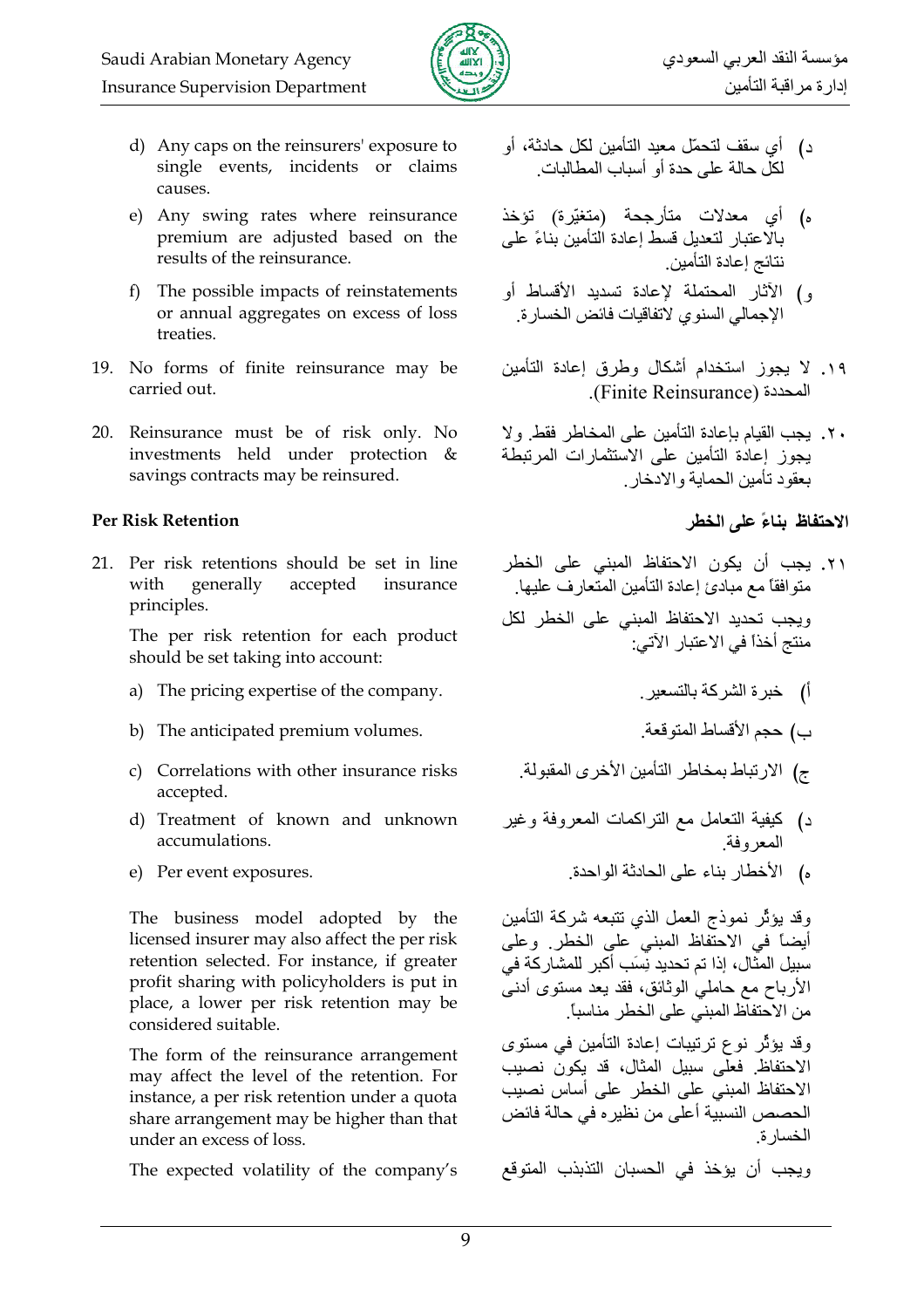d) Any caps on the reinsurers' exposure to single events, incidents or claims causes.

e) Any swing rates where reinsurance premium are adjusted based on the results of the reinsurance.

f) The possible impacts of reinstatements or annual aggregates on excess of loss treaties.

19. No forms of finite reinsurance may be carried out.

20. Reinsurance must be of risk only. No investments held under protection & savings contracts may be reinsured.

**Per Risk Retention**

21. Per risk retentions should be set in line with generally accepted insurance principles.

    The per risk retention for each product should be set taking into account:

    a) The pricing expertise of the company.

    b) The anticipated premium volumes.

    c) Correlations with other insurance risks accepted.

    d) Treatment of known and unknown accumulations.

    e) Per event exposures.

    The business model adopted by the licensed insurer may also affect the per risk retention selected. For instance, if greater profit sharing with policyholders is put in place, a lower per risk retention may be considered suitable.

    The form of the reinsurance arrangement may affect the level of the retention. For instance, a per risk retention under a quota share arrangement may be higher than that under an excess of loss.

    The expected volatility of the company's

د) أي سقف لتحمّل معيد التأمين لكل حادثة، أو لكل حالة على حدة أو أسباب المطالبات.

ه) أي معدلات متأرجحة (متغيّرة) تؤخذ بالاعتبار لتعديل قسط إعادة التأمين بناءً على نتائج إعادة التأمين.

و) الآثار المحتملة لإعادة تسديد الأقساط أو الإجمالي السنوي لاتفاقيات فائض الخسارة.

١٩. لا يجوز استخدام أشكال وطرق إعادة التأمين المحددة (Finite Reinsurance).

٢٠. يجب القيام بإعادة التأمين على المخاطر فقط. ولا يجوز إعادة التأمين على الاستثمارات المرتبطة بعقود تأمين الحماية والادخار.

**الاحتفاظ بناءً على الخطر**

٢١. يجب أن يكون الاحتفاظ المبني على الخطر متوافقاً مع مبادئ إعادة التأمين المتعارف عليها.

ويجب تحديد الاحتفاظ المبني على الخطر لكل منتج أخذاً في الاعتبار الآتي:

أ) خبرة الشركة بالتسعير.

ب) حجم الأقساط المتوقعة.

ج) الارتباط بمخاطر التأمين الأخرى المقبولة.

د) كيفية التعامل مع التراكمات المعروفة وغير المعروفة.

ه) الأخطار بناء على الحادثة الواحدة.

وقد يؤثّر نموذج العمل الذي تتبعه شركة التأمين أيضاً في الاحتفاظ المبني على الخطر. وعلى سبيل المثال، إذا تم تحديد نِسَب أكبر للمشاركة في الأرباح مع حاملي الوثائق، فقد يعد مستوى أدنى من الاحتفاظ المبني على الخطر مناسباً.

وقد يؤثّر نوع ترتيبات إعادة التأمين في مستوى الاحتفاظ. فعلى سبيل المثال، قد يكون نصيب الاحتفاظ المبني على الخطر على أساس نصيب الحصص النسبية أعلى من نظيره في حالة فائض الخسارة.

ويجب أن يؤخذ في الحسبان التذبذب المتوقع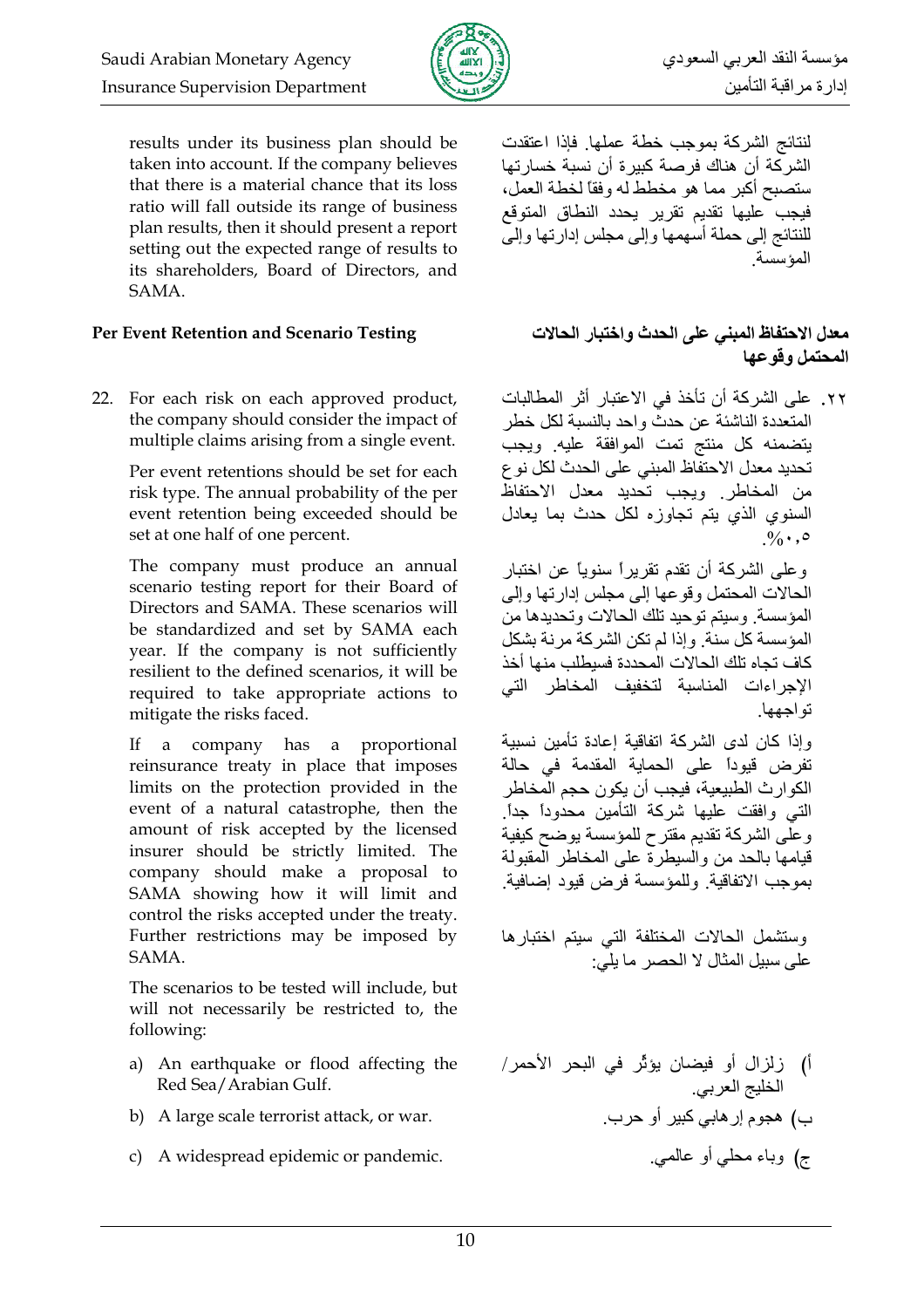results under its business plan should be taken into account. If the company believes that there is a material chance that its loss ratio will fall outside its range of business plan results, then it should present a report setting out the expected range of results to its shareholders, Board of Directors, and SAMA.

لنتائج الشركة بموجب خطة عملها. فإذا اعتقدت الشركة أن هناك فرصة كبيرة أن نسبة خسارتها ستصبح أكبر مما هو مخطط له وفقاً لخطة العمل، فيجب عليها تقديم تقرير يحدد النطاق المتوقع للنتائج إلى حملة أسهمها وإلى مجلس إدارتها وإلى المؤسسة.

**Per Event Retention and Scenario Testing**

**معدل الاحتفاظ المبني على الحدث واختبار الحالات المحتمل وقوعها**

22. For each risk on each approved product, the company should consider the impact of multiple claims arising from a single event.

    Per event retentions should be set for each risk type. The annual probability of the per event retention being exceeded should be set at one half of one percent.

    The company must produce an annual scenario testing report for their Board of Directors and SAMA. These scenarios will be standardized and set by SAMA each year. If the company is not sufficiently resilient to the defined scenarios, it will be required to take appropriate actions to mitigate the risks faced.

    If a company has a proportional reinsurance treaty in place that imposes limits on the protection provided in the event of a natural catastrophe, then the amount of risk accepted by the licensed insurer should be strictly limited. The company should make a proposal to SAMA showing how it will limit and control the risks accepted under the treaty. Further restrictions may be imposed by SAMA.

    The scenarios to be tested will include, but will not necessarily be restricted to, the following:

    a) An earthquake or flood affecting the Red Sea/Arabian Gulf.
    b) A large scale terrorist attack, or war.
    c) A widespread epidemic or pandemic.

٢٢. على الشركة أن تأخذ في الاعتبار أثر المطالبات المتعددة الناشئة عن حدث واحد بالنسبة لكل خطر يتضمنه كل منتج تمت الموافقة عليه. ويجب تحديد معدل الاحتفاظ المبني على الحدث لكل نوع من المخاطر. ويجب تحديد معدل الاحتفاظ السنوي الذي يتم تجاوزه لكل حدث بما يعادل ٠,٥%.

وعلى الشركة أن تقدم تقريراً سنوياً عن اختبار الحالات المحتمل وقوعها إلى مجلس إدارتها وإلى المؤسسة. وسيتم توحيد تلك الحالات وتحديدها من المؤسسة كل سنة. وإذا لم تكن الشركة مرنة بشكل كاف تجاه تلك الحالات المحددة فسيطلب منها أخذ الإجراءات المناسبة لتخفيف المخاطر التي تواجهها.

وإذا كان لدى الشركة اتفاقية إعادة تأمين نسبية تفرض قيوداً على الحماية المقدمة في حالة الكوارث الطبيعية، فيجب أن يكون حجم المخاطر التي وافقت عليها شركة التأمين محدوداً جداً. وعلى الشركة تقديم مقترح للمؤسسة يوضح كيفية قيامها بالحد من والسيطرة على المخاطر المقبولة بموجب الاتفاقية. وللمؤسسة فرض قيود إضافية.

وستشمل الحالات المختلفة التي سيتم اختبارها على سبيل المثال لا الحصر ما يلي:

أ) زلزال أو فيضان يؤثر في البحر الأحمر/ الخليج العربي.
ب) هجوم إرهابي كبير أو حرب.
ج) وباء محلي أو عالمي.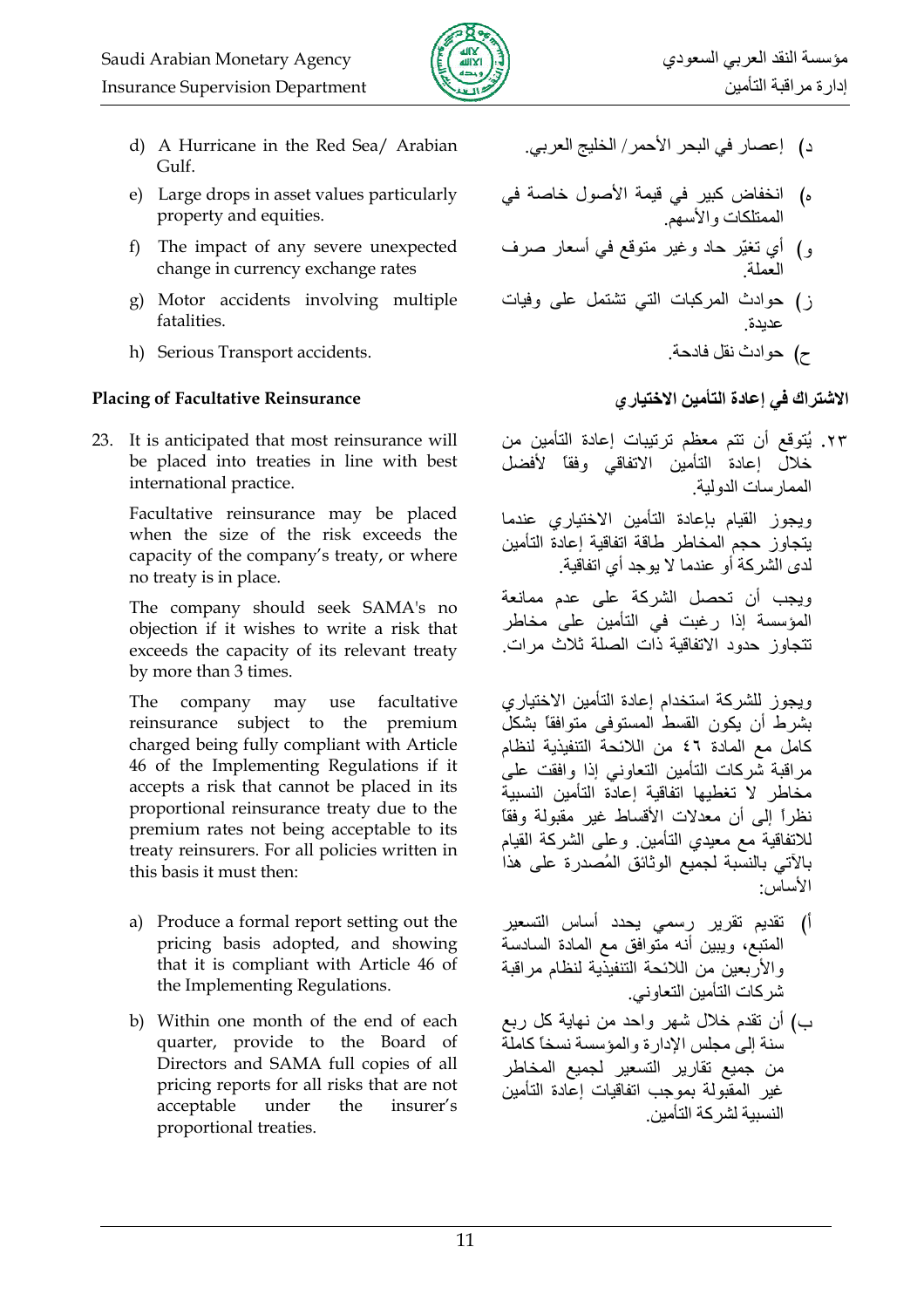d) A Hurricane in the Red Sea/ Arabian Gulf.

e) Large drops in asset values particularly property and equities.

f) The impact of any severe unexpected change in currency exchange rates

g) Motor accidents involving multiple fatalities.

h) Serious Transport accidents.

د) إعصار في البحر الأحمر/ الخليج العربي.

ه) انخفاض كبير في قيمة الأصول خاصة في الممتلكات والأسهم.

و) أي تغيّر حاد وغير متوقع في أسعار صرف العملة.

ز) حوادث المركبات التي تشتمل على وفيات عديدة.

ح) حوادث نقل فادحة.

## Placing of Facultative Reinsurance

## الاشتراك في إعادة التأمين الاختياري

23. It is anticipated that most reinsurance will be placed into treaties in line with best international practice.

Facultative reinsurance may be placed when the size of the risk exceeds the capacity of the company's treaty, or where no treaty is in place.

The company should seek SAMA's no objection if it wishes to write a risk that exceeds the capacity of its relevant treaty by more than 3 times.

The company may use facultative reinsurance subject to the premium charged being fully compliant with Article 46 of the Implementing Regulations if it accepts a risk that cannot be placed in its proportional reinsurance treaty due to the premium rates not being acceptable to its treaty reinsurers. For all policies written in this basis it must then:

a) Produce a formal report setting out the pricing basis adopted, and showing that it is compliant with Article 46 of the Implementing Regulations.

b) Within one month of the end of each quarter, provide to the Board of Directors and SAMA full copies of all pricing reports for all risks that are not acceptable under the insurer's proportional treaties.

٢٣. يُتوقع أن تتم معظم ترتيبات إعادة التأمين من خلال إعادة التأمين الاتفاقي وفقاً لأفضل الممارسات الدولية.

ويجوز القيام بإعادة التأمين الاختياري عندما يتجاوز حجم المخاطر طاقة اتفاقية إعادة التأمين لدى الشركة أو عندما لا يوجد أي اتفاقية.

ويجب أن تحصل الشركة على عدم ممانعة المؤسسة إذا رغبت في التأمين على مخاطر تتجاوز حدود الاتفاقية ذات الصلة ثلاث مرات.

ويجوز للشركة استخدام إعادة التأمين الاختياري بشرط أن يكون القسط المستوفى متوافقاً بشكل كامل مع المادة ٤٦ من اللائحة التنفيذية لنظام مراقبة شركات التأمين التعاوني إذا وافقت على مخاطر لا تغطيها اتفاقية إعادة التأمين النسبية نظراً إلى أن معدلات الأقساط غير مقبولة وفقاً للاتفاقية مع معيدي التأمين. وعلى الشركة القيام بالآتي بالنسبة لجميع الوثائق المُصدرة على هذا الأساس:

أ) تقديم تقرير رسمي يحدد أساس التسعير المتبع، ويبين أنه متوافق مع المادة السادسة والأربعين من اللائحة التنفيذية لنظام مراقبة شركات التأمين التعاوني.

ب) أن تقدم خلال شهر واحد من نهاية كل ربع سنة إلى مجلس الإدارة والمؤسسة نسخاً كاملة من جميع تقارير التسعير لجميع المخاطر غير المقبولة بموجب اتفاقيات إعادة التأمين النسبية لشركة التأمين.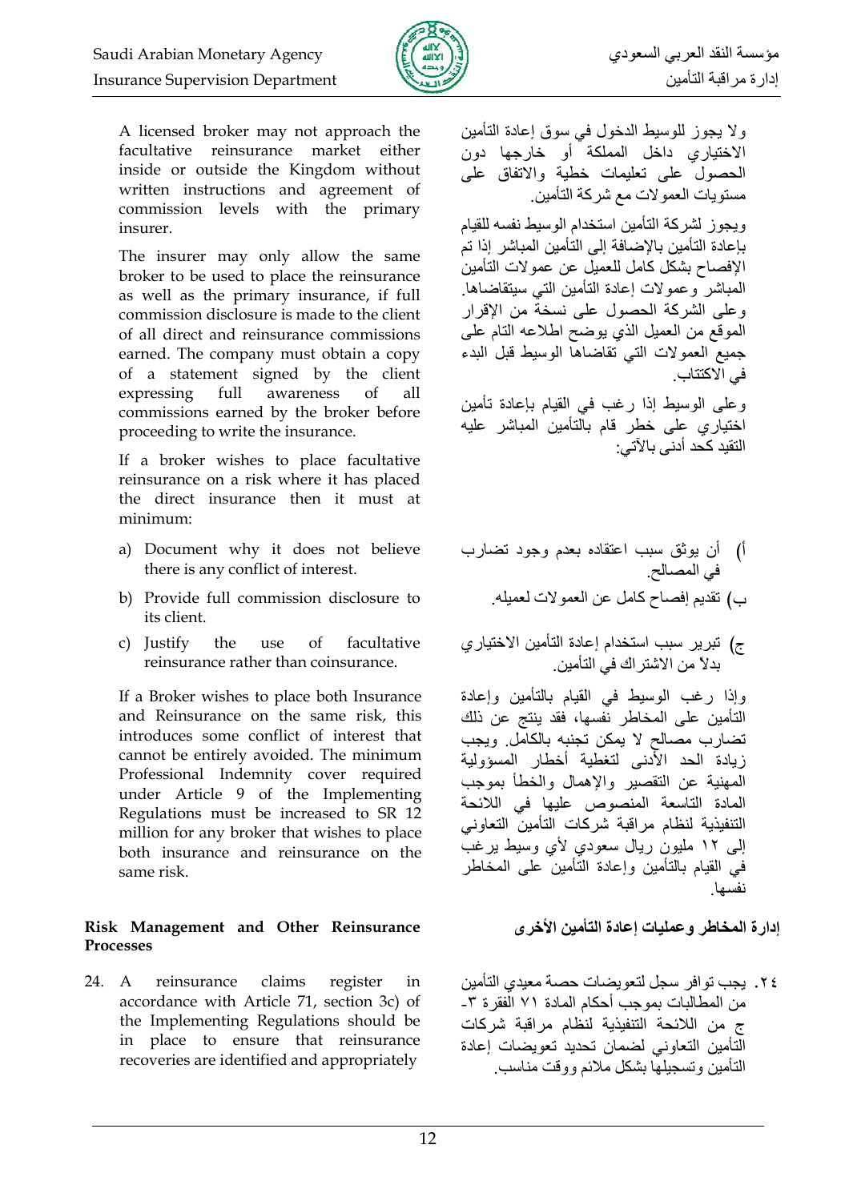A licensed broker may not approach the facultative reinsurance market either inside or outside the Kingdom without written instructions and agreement of commission levels with the primary insurer.

ولا يجوز للوسيط الدخول في سوق إعادة التأمين الاختياري داخل المملكة أو خارجها دون الحصول على تعليمات خطية والاتفاق على مستويات العمولات مع شركة التأمين.

The insurer may only allow the same broker to be used to place the reinsurance as well as the primary insurance, if full commission disclosure is made to the client of all direct and reinsurance commissions earned. The company must obtain a copy of a statement signed by the client expressing full awareness of all commissions earned by the broker before proceeding to write the insurance.

ويجوز لشركة التأمين استخدام الوسيط نفسه للقيام بإعادة التأمين بالإضافة إلى التأمين المباشر إذا تم الإفصاح بشكل كامل للعميل عن عمولات التأمين المباشر وعمولات إعادة التأمين التي سيتقاضاها. وعلى الشركة الحصول على نسخة من الإقرار الموقع من العميل الذي يوضح اطلاعه التام على جميع العمولات التي تقاضاها الوسيط قبل البدء في الاكتتاب.

If a broker wishes to place facultative reinsurance on a risk where it has placed the direct insurance then it must at minimum:

a) Document why it does not believe there is any conflict of interest.
b) Provide full commission disclosure to its client.
c) Justify the use of facultative reinsurance rather than coinsurance.

وعلى الوسيط إذا رغب في القيام بإعادة تأمين اختياري على خطر قام بالتأمين المباشر عليه التقيد كحد أدنى بالآتي:

أ) أن يوثق سبب اعتقاده بعدم وجود تضارب في المصالح.
ب) تقديم إفصاح كامل عن العمولات لعميله.
ج) تبرير سبب استخدام إعادة التأمين الاختياري بدلاً من الاشتراك في التأمين.

If a Broker wishes to place both Insurance and Reinsurance on the same risk, this introduces some conflict of interest that cannot be entirely avoided. The minimum Professional Indemnity cover required under Article 9 of the Implementing Regulations must be increased to SR 12 million for any broker that wishes to place both insurance and reinsurance on the same risk.

وإذا رغب الوسيط في القيام بالتأمين وإعادة التأمين على المخاطر نفسها، فقد ينتج عن ذلك تضارب مصالح لا يمكن تجنبه بالكامل. ويجب زيادة الحد الأدنى لتغطية أخطار المسؤولية المهنية عن التقصير والإهمال والخطأ بموجب المادة التاسعة المنصوص عليها في اللائحة التنفيذية لنظام مراقبة شركات التأمين التعاوني إلى ١٢ مليون ريال سعودي لأي وسيط يرغب في القيام بالتأمين وإعادة التأمين على المخاطر نفسها.

## Risk Management and Other Reinsurance Processes

## إدارة المخاطر وعمليات إعادة التأمين الأخرى

24. A reinsurance claims register in accordance with Article 71, section 3c) of the Implementing Regulations should be in place to ensure that reinsurance recoveries are identified and appropriately

٢٤. يجب توافر سجل لتعويضات حصة معيدي التأمين من المطالبات بموجب أحكام المادة ٧١ الفقرة ٣-ج من اللائحة التنفيذية لنظام مراقبة شركات التأمين التعاوني لضمان تحديد تعويضات إعادة التأمين وتسجيلها بشكل ملائم ووقت مناسب.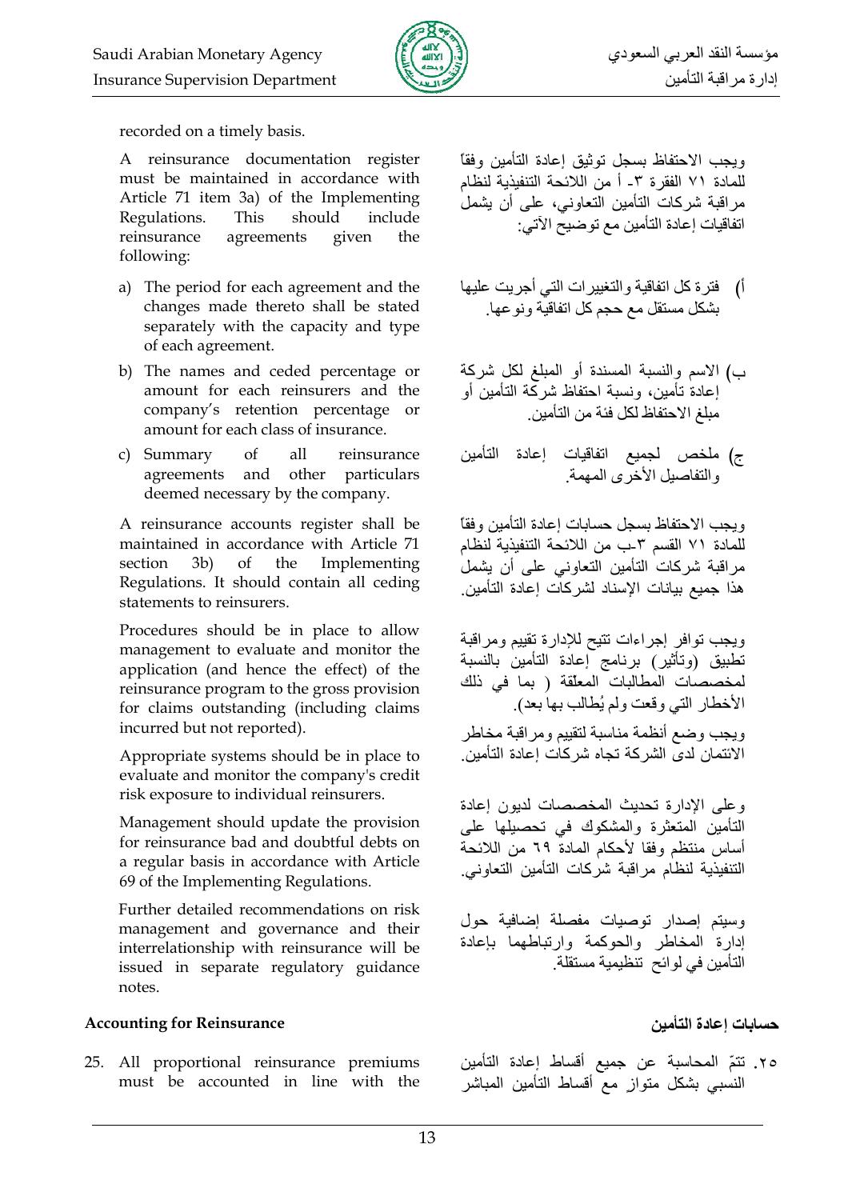recorded on a timely basis.

A reinsurance documentation register must be maintained in accordance with Article 71 item 3a) of the Implementing Regulations. This should include reinsurance agreements given the following:

a) The period for each agreement and the changes made thereto shall be stated separately with the capacity and type of each agreement.

b) The names and ceded percentage or amount for each reinsurers and the company's retention percentage or amount for each class of insurance.

c) Summary of all reinsurance agreements and other particulars deemed necessary by the company.

A reinsurance accounts register shall be maintained in accordance with Article 71 section 3b) of the Implementing Regulations. It should contain all ceding statements to reinsurers.

Procedures should be in place to allow management to evaluate and monitor the application (and hence the effect) of the reinsurance program to the gross provision for claims outstanding (including claims incurred but not reported).

Appropriate systems should be in place to evaluate and monitor the company's credit risk exposure to individual reinsurers.

Management should update the provision for reinsurance bad and doubtful debts on a regular basis in accordance with Article 69 of the Implementing Regulations.

Further detailed recommendations on risk management and governance and their interrelationship with reinsurance will be issued in separate regulatory guidance notes.

ويجب الاحتفاظ بسجل توثيق إعادة التأمين وفقاً للمادة ٧١ الفقرة ٣- أ من اللائحة التنفيذية لنظام مراقبة شركات التأمين التعاوني، على أن يشمل اتفاقيات إعادة التأمين مع توضيح الآتي:

أ) فترة كل اتفاقية والتغييرات التي أجريت عليها بشكل مستقل مع حجم كل اتفاقية ونوعها.

ب) الاسم والنسبة المسندة أو المبلغ لكل شركة إعادة تأمين، ونسبة احتفاظ شركة التأمين أو مبلغ الاحتفاظ لكل فئة من التأمين.

ج) ملخص لجميع اتفاقيات إعادة التأمين والتفاصيل الأخرى المهمة.

ويجب الاحتفاظ بسجل حسابات إعادة التأمين وفقاً للمادة ٧١ القسم ٣-ب من اللائحة التنفيذية لنظام مراقبة شركات التأمين التعاوني على أن يشمل هذا جميع بيانات الإسناد لشركات إعادة التأمين.

ويجب توافر إجراءات تتيح للإدارة تقييم ومراقبة تطبيق (وتأثير) برنامج إعادة التأمين بالنسبة لمخصصات المطالبات المعلّقة ( بما في ذلك الأخطار التي وقعت ولم يُطالب بها بعد).

ويجب وضع أنظمة مناسبة لتقييم ومراقبة مخاطر الائتمان لدى الشركة تجاه شركات إعادة التأمين.

وعلى الإدارة تحديث المخصصات لديون إعادة التأمين المتعثرة والمشكوك في تحصيلها على أساس منتظم وفقا لأحكام المادة ٦٩ من اللائحة التنفيذية لنظام مراقبة شركات التأمين التعاوني.

وسيتم إصدار توصيات مفصلة إضافية حول إدارة المخاطر والحوكمة وارتباطهما بإعادة التأمين في لوائح تنظيمية مستقلة.

### Accounting for Reinsurance

### حسابات إعادة التأمين

25. All proportional reinsurance premiums must be accounted in line with the

٢٥. تتمّ المحاسبة عن جميع أقساط إعادة التأمين النسبي بشكل متواز مع أقساط التأمين المباشر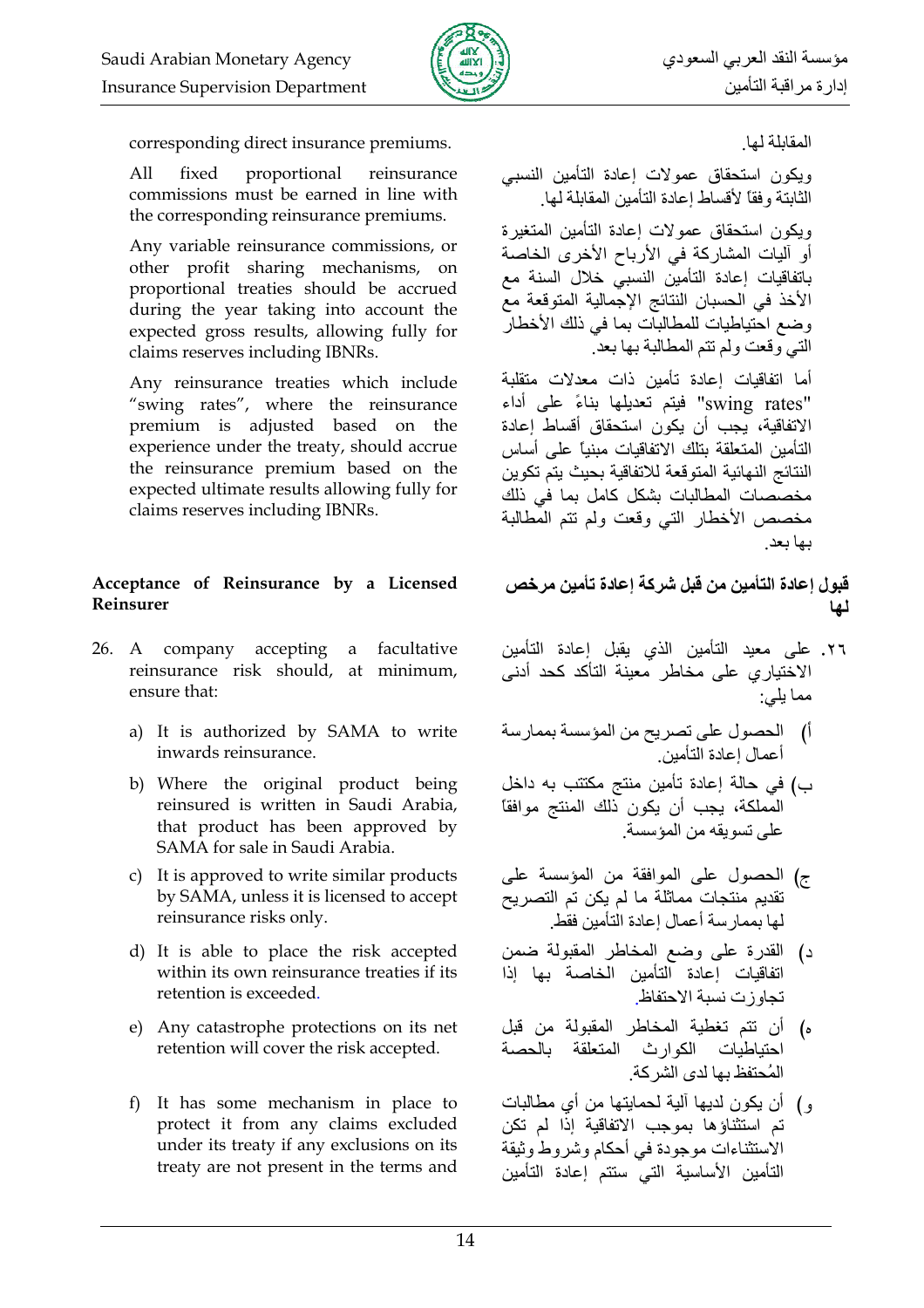corresponding direct insurance premiums.

All fixed proportional reinsurance commissions must be earned in line with the corresponding reinsurance premiums.

Any variable reinsurance commissions, or other profit sharing mechanisms, on proportional treaties should be accrued during the year taking into account the expected gross results, allowing fully for claims reserves including IBNRs.

Any reinsurance treaties which include "swing rates", where the reinsurance premium is adjusted based on the experience under the treaty, should accrue the reinsurance premium based on the expected ultimate results allowing fully for claims reserves including IBNRs.

**Acceptance of Reinsurance by a Licensed Reinsurer**

26. A company accepting a facultative reinsurance risk should, at minimum, ensure that:

    a) It is authorized by SAMA to write inwards reinsurance.

    b) Where the original product being reinsured is written in Saudi Arabia, that product has been approved by SAMA for sale in Saudi Arabia.

    c) It is approved to write similar products by SAMA, unless it is licensed to accept reinsurance risks only.

    d) It is able to place the risk accepted within its own reinsurance treaties if its retention is exceeded.

    e) Any catastrophe protections on its net retention will cover the risk accepted.

    f) It has some mechanism in place to protect it from any claims excluded under its treaty if any exclusions on its treaty are not present in the terms and

المقابلة لها.

ويكون استحقاق عمولات إعادة التأمين النسبي الثابتة وفقاً لأقساط إعادة التأمين المقابلة لها.

ويكون استحقاق عمولات إعادة التأمين المتغيرة أو آليات المشاركة في الأرباح الأخرى الخاصة باتفاقيات إعادة التأمين النسبي خلال السنة مع الأخذ في الحسبان النتائج الإجمالية المتوقعة مع وضع احتياطيات للمطالبات بما في ذلك الأخطار التي وقعت ولم تتم المطالبة بها بعد.

أما اتفاقيات إعادة تأمين ذات معدلات متقلبة "swing rates" فيتم تعديلها بناءً على أداء الاتفاقية، يجب أن يكون استحقاق أقساط إعادة التأمين المتعلقة بتلك الاتفاقيات مبنياً على أساس النتائج النهائية المتوقعة للاتفاقية بحيث يتم تكوين مخصصات المطالبات بشكل كامل بما في ذلك مخصص الأخطار التي وقعت ولم تتم المطالبة بها بعد.

**قبول إعادة التأمين من قبل شركة إعادة تأمين مرخص لها**

٢٦. على معيد التأمين الذي يقبل إعادة التأمين الاختياري على مخاطر معينة التأكد كحد أدنى مما يلي:

أ) الحصول على تصريح من المؤسسة بممارسة أعمال إعادة التأمين.

ب) في حالة إعادة تأمين منتج مكتتب به داخل المملكة، يجب أن يكون ذلك المنتج موافقاً على تسويقه من المؤسسة.

ج) الحصول على الموافقة من المؤسسة على تقديم منتجات مماثلة ما لم يكن تم التصريح لها بممارسة أعمال إعادة التأمين فقط.

د) القدرة على وضع المخاطر المقبولة ضمن اتفاقيات إعادة التأمين الخاصة بها إذا تجاوزت نسبة الاحتفاظ.

هـ) أن تتم تغطية المخاطر المقبولة من قبل احتياطيات الكوارث المتعلقة بالحصة المُحتفظ بها لدى الشركة.

و) أن يكون لديها آلية لحمايتها من أي مطالبات تم استثناؤها بموجب الاتفاقية إذا لم تكن الاستثناءات موجودة في أحكام وشروط وثيقة التأمين الأساسية التي ستتم إعادة التأمين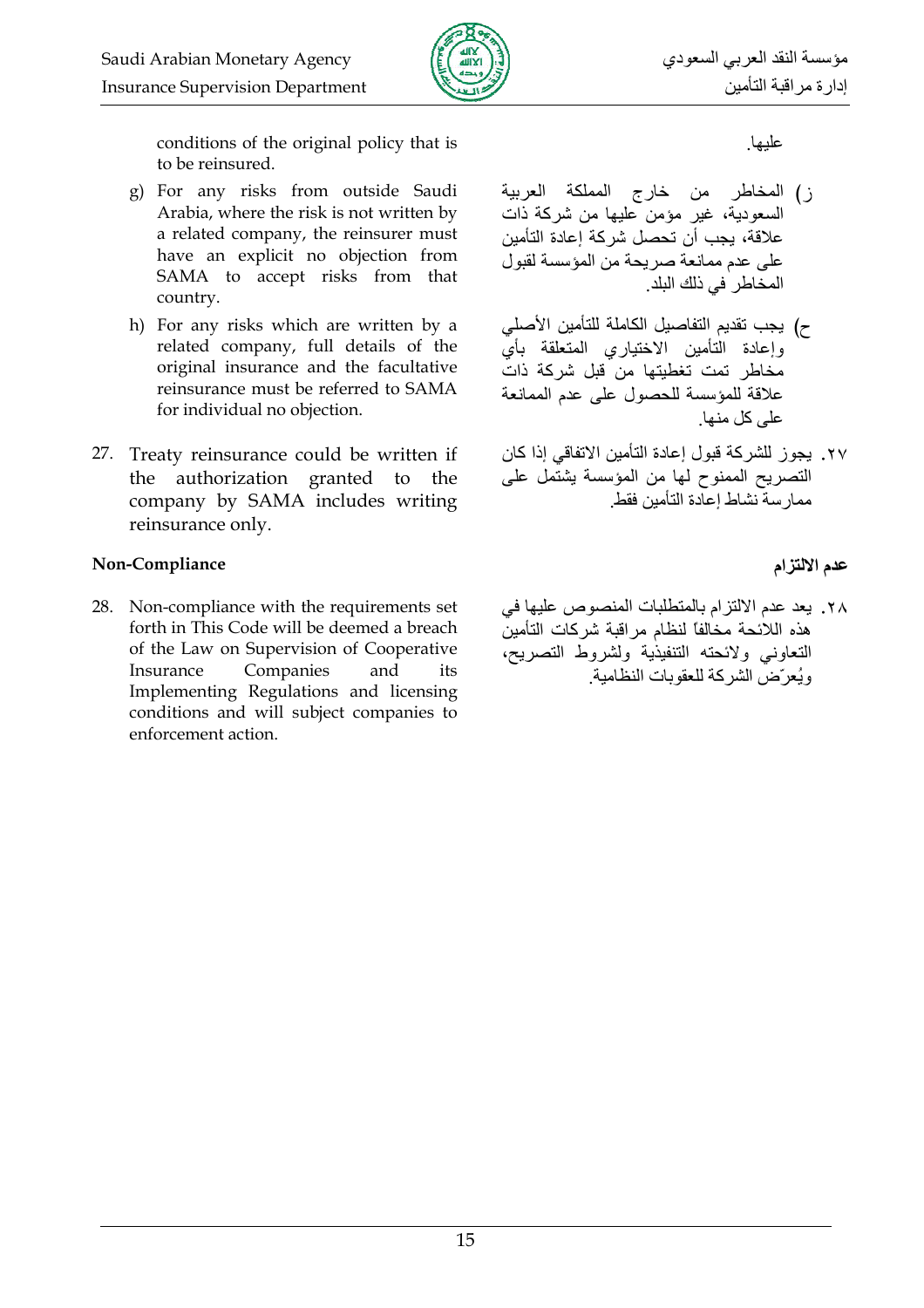conditions of the original policy that is to be reinsured.

g) For any risks from outside Saudi Arabia, where the risk is not written by a related company, the reinsurer must have an explicit no objection from SAMA to accept risks from that country.

h) For any risks which are written by a related company, full details of the original insurance and the facultative reinsurance must be referred to SAMA for individual no objection.

27. Treaty reinsurance could be written if the authorization granted to the company by SAMA includes writing reinsurance only.

**Non-Compliance**

28. Non-compliance with the requirements set forth in This Code will be deemed a breach of the Law on Supervision of Cooperative Insurance Companies and its Implementing Regulations and licensing conditions and will subject companies to enforcement action.

عليها.

ز) المخاطر من خارج المملكة العربية السعودية، غير مؤمن عليها من شركة ذات علاقة، يجب أن تحصل شركة إعادة التأمين على عدم ممانعة صريحة من المؤسسة لقبول المخاطر في ذلك البلد.

ح) يجب تقديم التفاصيل الكاملة للتأمين الأصلي وإعادة التأمين الاختياري المتعلقة بأي مخاطر تمت تغطيتها من قبل شركة ذات علاقة للمؤسسة للحصول على عدم الممانعة على كل منها.

٢٧. يجوز للشركة قبول إعادة التأمين الاتفاقي إذا كان التصريح الممنوح لها من المؤسسة يشتمل على ممارسة نشاط إعادة التأمين فقط.

**عدم الالتزام**

٢٨. يعد عدم الالتزام بالمتطلبات المنصوص عليها في هذه اللائحة مخالفاً لنظام مراقبة شركات التأمين التعاوني ولائحته التنفيذية ولشروط التصريح، ويُعرّض الشركة للعقوبات النظامية.